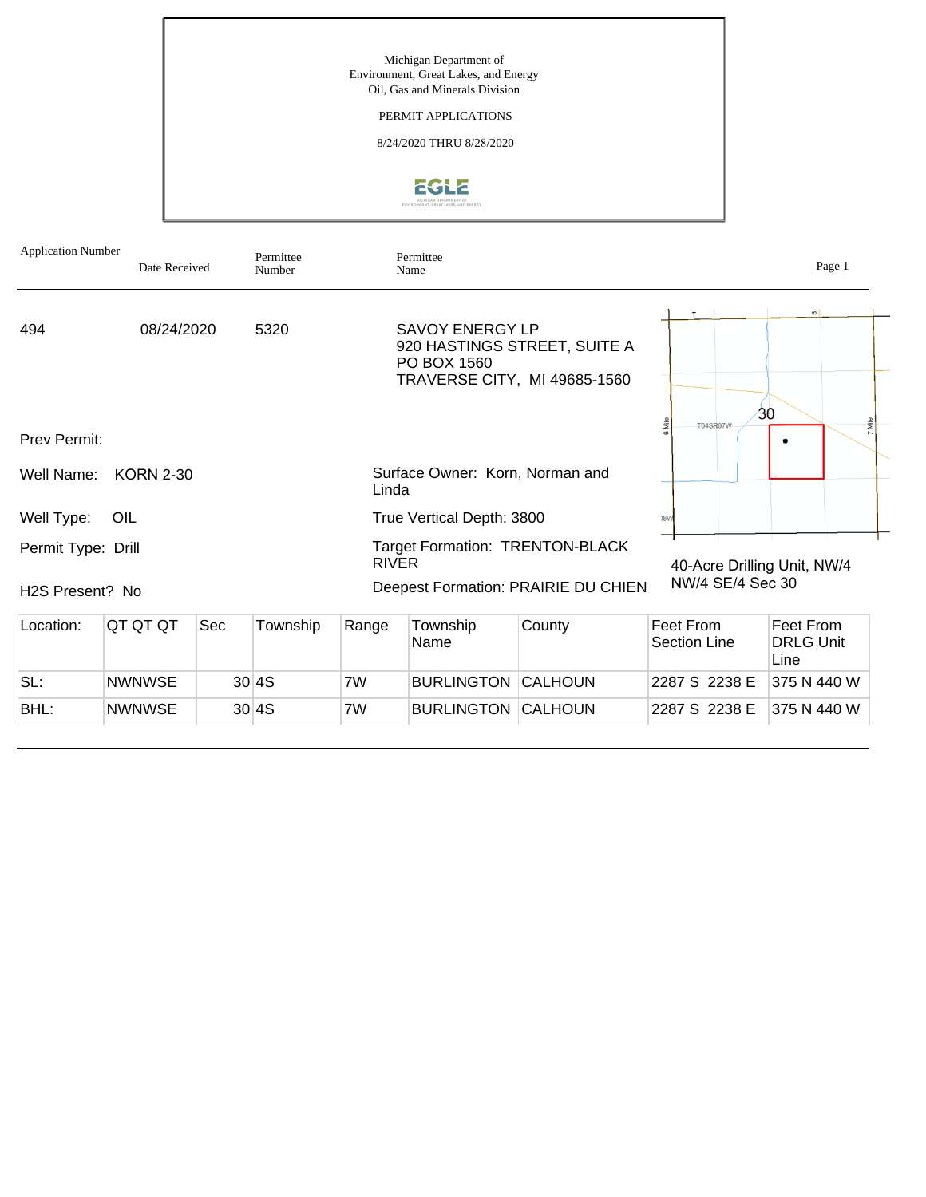Michigan Department of
Environment, Great Lakes, and Energy
Oil, Gas and Minerals Division

PERMIT APPLICATIONS

8/24/2020 THRU 8/28/2020

| Application Number | Date Received | Permittee Number | Permittee Name |
|---|---|---|---|
| 494 | 08/24/2020 | 5320 | SAVOY ENERGY LP<br>920 HASTINGS STREET, SUITE A<br>PO BOX 1560<br>TRAVERSE CITY, MI 49685-1560 |

Prev Permit:

Well Name: KORN 2-30

Well Type: OIL

Permit Type: Drill

H2S Present? No

Surface Owner: Korn, Norman and Linda

True Vertical Depth: 3800

Target Formation: TRENTON-BLACK RIVER

Deepest Formation: PRAIRIE DU CHIEN

40-Acre Drilling Unit, NW/4 NW/4 SE/4 Sec 30

| Location: | QT QT QT | Sec | Township | Range | Township Name | County | Feet From Section Line | Feet From DRLG Unit Line |
|---|---|---|---|---|---|---|---|---|
| SL: | NWNWSE | 30 | 4S | 7W | BURLINGTON | CALHOUN | 2287 S 2238 E | 375 N 440 W |
| BHL: | NWNWSE | 30 | 4S | 7W | BURLINGTON | CALHOUN | 2287 S 2238 E | 375 N 440 W |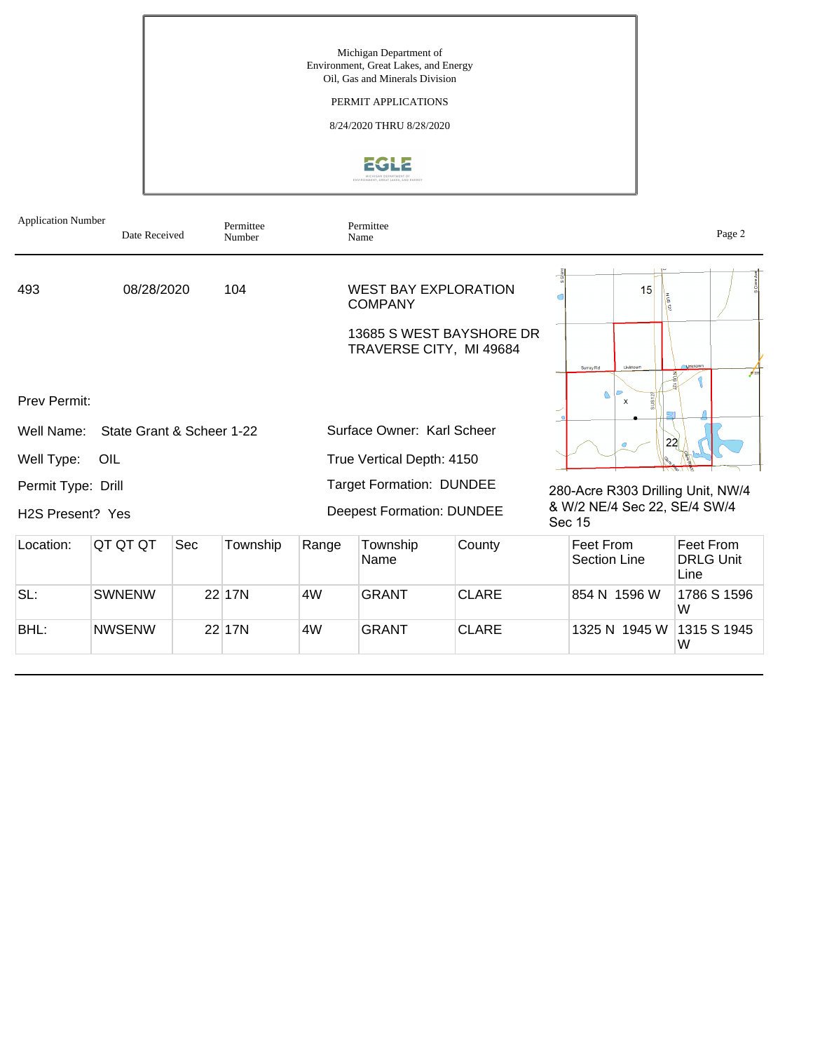Michigan Department of
Environment, Great Lakes, and Energy
Oil, Gas and Minerals Division

PERMIT APPLICATIONS

8/24/2020 THRU 8/28/2020

| Application Number | Date Received | Permittee Number | Permittee Name |
|---|---|---|---|
| 493 | 08/28/2020 | 104 | WEST BAY EXPLORATION COMPANY<br>13685 S WEST BAYSHORE DR<br>TRAVERSE CITY, MI 49684 |

Prev Permit:

Well Name: State Grant & Scheer 1-22

Surface Owner: Karl Scheer

Well Type: OIL

True Vertical Depth: 4150

Permit Type: Drill

Target Formation: DUNDEE

H2S Present? Yes

Deepest Formation: DUNDEE

280-Acre R303 Drilling Unit, NW/4 & W/2 NE/4 Sec 22, SE/4 SW/4 Sec 15

| Location: | QT QT QT | Sec | Township | Range | Township Name | County | Feet From Section Line | Feet From DRLG Unit Line |
|---|---|---|---|---|---|---|---|---|
| SL: | SWNENW | 22 | 17N | 4W | GRANT | CLARE | 854 N 1596 W | 1786 S 1596 W |
| BHL: | NWSENW | 22 | 17N | 4W | GRANT | CLARE | 1325 N 1945 W | 1315 S 1945 W |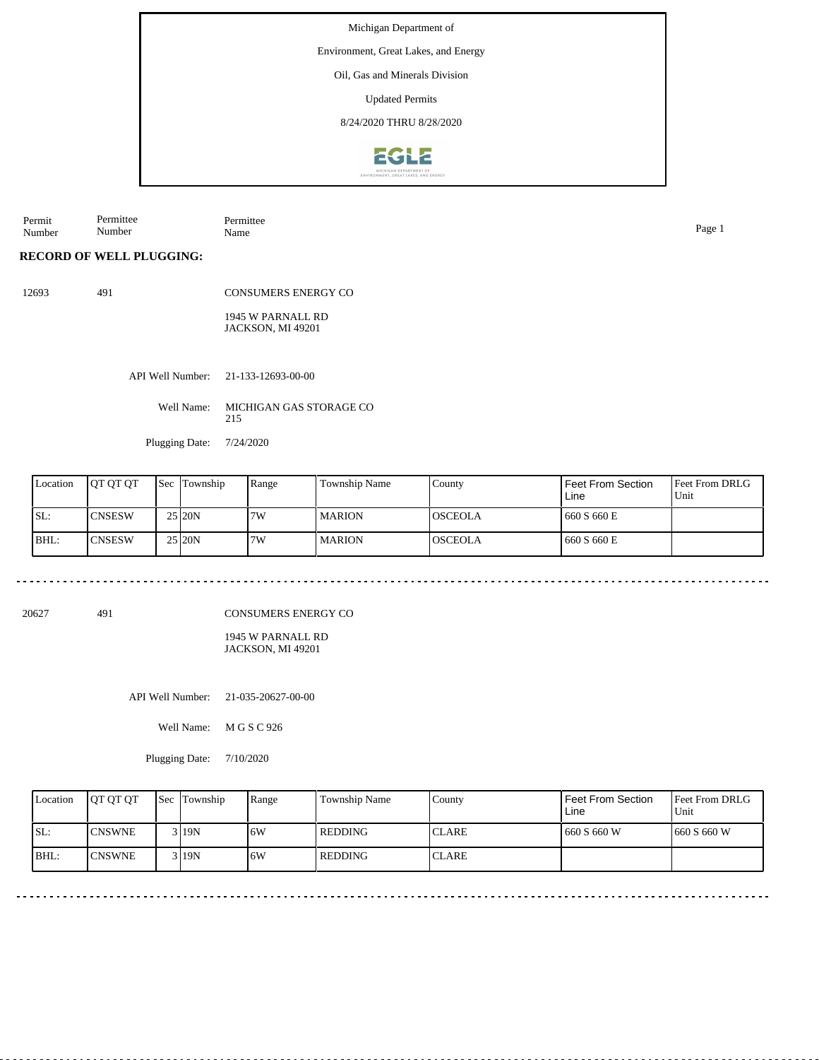Michigan Department of

Environment, Great Lakes, and Energy

Oil, Gas and Minerals Division

Updated Permits

8/24/2020 THRU 8/28/2020

| Permit Number | Permittee Number | Permittee Name |
|---|---|---|

**RECORD OF WELL PLUGGING:**

12693 491 CONSUMERS ENERGY CO

1945 W PARNALL RD
JACKSON, MI 49201

API Well Number: 21-133-12693-00-00

Well Name: MICHIGAN GAS STORAGE CO 215

Plugging Date: 7/24/2020

| Location | QT QT QT | Sec | Township | Range | Township Name | County | Feet From Section Line | Feet From DRLG Unit |
|---|---|---|---|---|---|---|---|---|
| SL: | CNSESW | 25 | 20N | 7W | MARION | OSCEOLA | 660 S 660 E | |
| BHL: | CNSESW | 25 | 20N | 7W | MARION | OSCEOLA | 660 S 660 E | |

---

20627 491 CONSUMERS ENERGY CO

1945 W PARNALL RD
JACKSON, MI 49201

API Well Number: 21-035-20627-00-00

Well Name: M G S C 926

Plugging Date: 7/10/2020

| Location | QT QT QT | Sec | Township | Range | Township Name | County | Feet From Section Line | Feet From DRLG Unit |
|---|---|---|---|---|---|---|---|---|
| SL: | CNSWNE | 3 | 19N | 6W | REDDING | CLARE | 660 S 660 W | 660 S 660 W |
| BHL: | CNSWNE | 3 | 19N | 6W | REDDING | CLARE | | |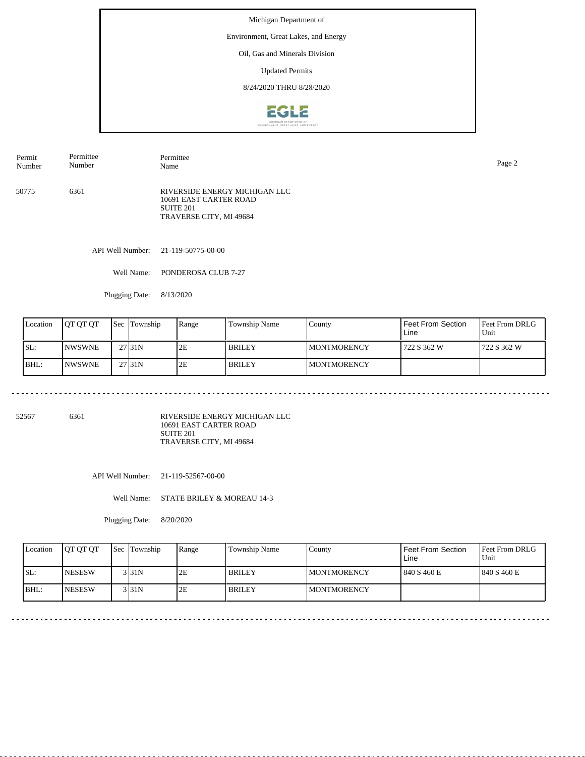Michigan Department of

Environment, Great Lakes, and Energy

Oil, Gas and Minerals Division

Updated Permits

8/24/2020 THRU 8/28/2020

| Permit Number | Permittee Number | Permittee Name |
|---|---|---|
| 50775 | 6361 | RIVERSIDE ENERGY MICHIGAN LLC<br>10691 EAST CARTER ROAD<br>SUITE 201<br>TRAVERSE CITY, MI 49684 |

API Well Number: 21-119-50775-00-00

Well Name: PONDEROSA CLUB 7-27

Plugging Date: 8/13/2020

| Location | QT QT QT | Sec | Township | Range | Township Name | County | Feet From Section Line | Feet From DRLG Unit |
|---|---|---|---|---|---|---|---|---|
| SL: | NWSWNE | 27 | 31N | 2E | BRILEY | MONTMORENCY | 722 S 362 W | 722 S 362 W |
| BHL: | NWSWNE | 27 | 31N | 2E | BRILEY | MONTMORENCY | | |

---

| Permit Number | Permittee Number | Permittee Name |
|---|---|---|
| 52567 | 6361 | RIVERSIDE ENERGY MICHIGAN LLC<br>10691 EAST CARTER ROAD<br>SUITE 201<br>TRAVERSE CITY, MI 49684 |

API Well Number: 21-119-52567-00-00

Well Name: STATE BRILEY & MOREAU 14-3

Plugging Date: 8/20/2020

| Location | QT QT QT | Sec | Township | Range | Township Name | County | Feet From Section Line | Feet From DRLG Unit |
|---|---|---|---|---|---|---|---|---|
| SL: | NESESW | 3 | 31N | 2E | BRILEY | MONTMORENCY | 840 S 460 E | 840 S 460 E |
| BHL: | NESESW | 3 | 31N | 2E | BRILEY | MONTMORENCY | | |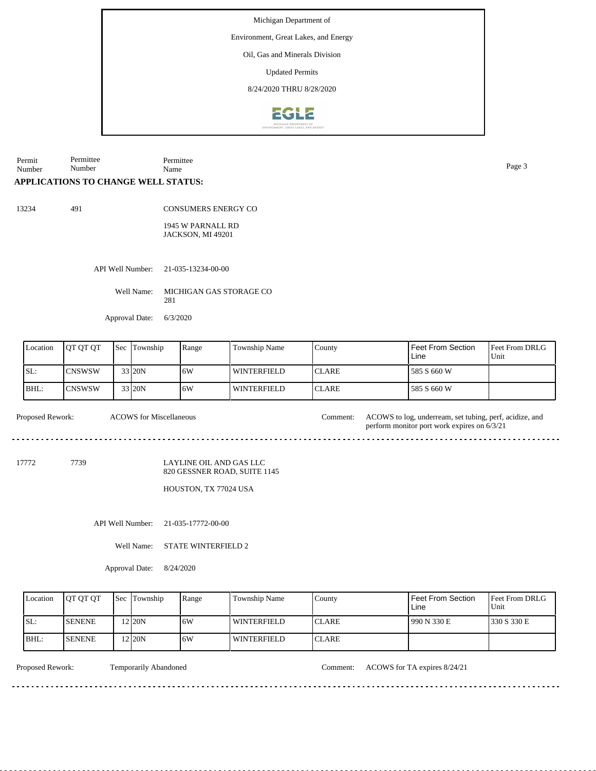Michigan Department of

Environment, Great Lakes, and Energy

Oil, Gas and Minerals Division

Updated Permits

8/24/2020 THRU 8/28/2020

| Permit Number | Permittee Number | Permittee Name |
|---|---|---|

## APPLICATIONS TO CHANGE WELL STATUS:

**13234** &nbsp;&nbsp; **491** &nbsp;&nbsp; CONSUMERS ENERGY CO

1945 W PARNALL RD
JACKSON, MI 49201

API Well Number: 21-035-13234-00-00

Well Name: MICHIGAN GAS STORAGE CO 281

Approval Date: 6/3/2020

| Location | QT QT QT | Sec | Township | Range | Township Name | County | Feet From Section Line | Feet From DRLG Unit |
|---|---|---|---|---|---|---|---|---|
| SL: | CNSWSW | 33 | 20N | 6W | WINTERFIELD | CLARE | 585 S 660 W | |
| BHL: | CNSWSW | 33 | 20N | 6W | WINTERFIELD | CLARE | 585 S 660 W | |

Proposed Rework: ACOWS for Miscellaneous

Comment: ACOWS to log, underream, set tubing, perf, acidize, and perform monitor port work expires on 6/3/21

---

**17772** &nbsp;&nbsp; **7739** &nbsp;&nbsp; LAYLINE OIL AND GAS LLC

820 GESSNER ROAD, SUITE 1145

HOUSTON, TX 77024 USA

API Well Number: 21-035-17772-00-00

Well Name: STATE WINTERFIELD 2

Approval Date: 8/24/2020

| Location | QT QT QT | Sec | Township | Range | Township Name | County | Feet From Section Line | Feet From DRLG Unit |
|---|---|---|---|---|---|---|---|---|
| SL: | SENENE | 12 | 20N | 6W | WINTERFIELD | CLARE | 990 N 330 E | 330 S 330 E |
| BHL: | SENENE | 12 | 20N | 6W | WINTERFIELD | CLARE | | |

Proposed Rework: Temporarily Abandoned

Comment: ACOWS for TA expires 8/24/21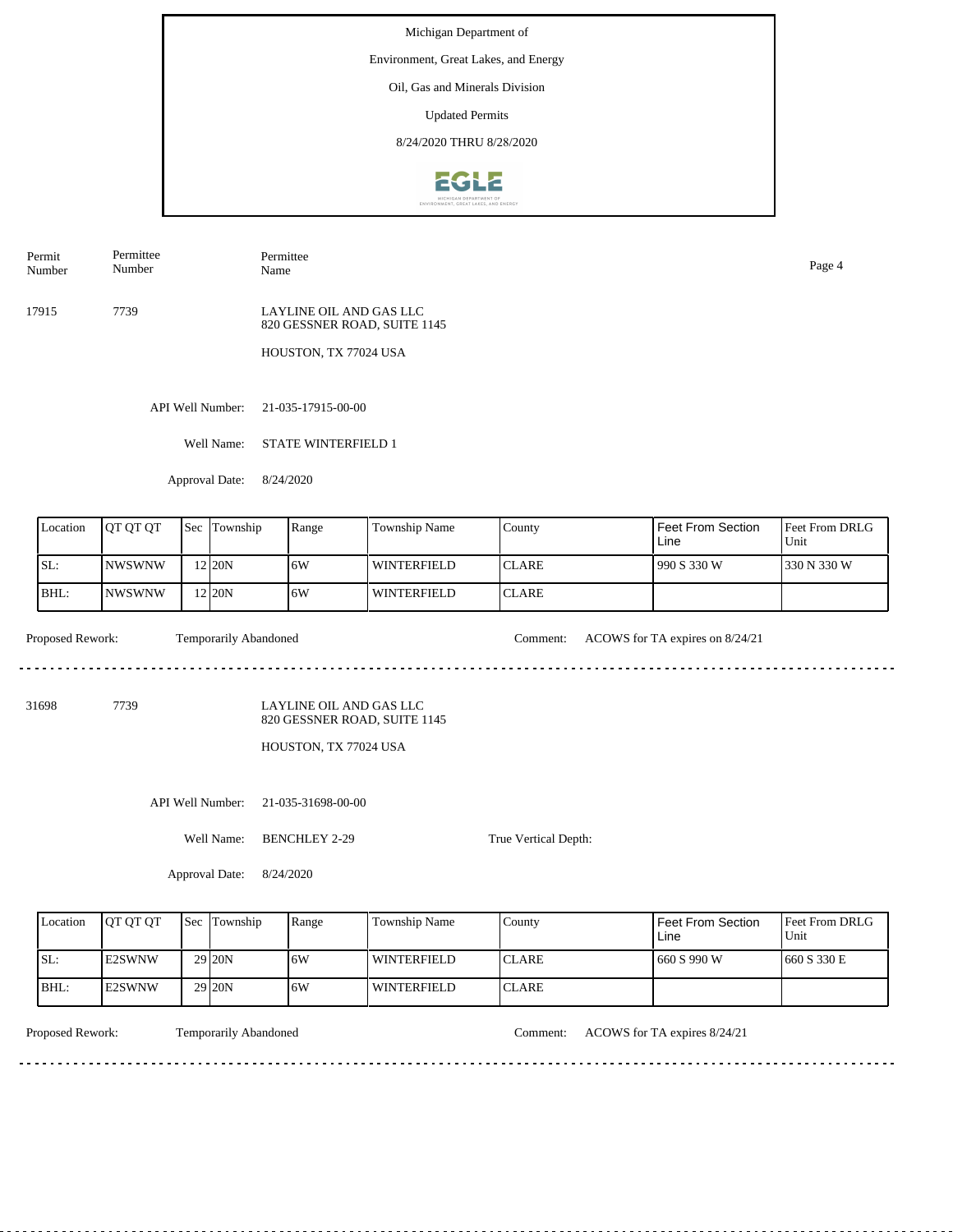Michigan Department of

Environment, Great Lakes, and Energy

Oil, Gas and Minerals Division

Updated Permits

8/24/2020 THRU 8/28/2020

| Permit Number | Permittee Number | Permittee Name |
|---|---|---|
| 17915 | 7739 | LAYLINE OIL AND GAS LLC<br>820 GESSNER ROAD, SUITE 1145<br>HOUSTON, TX 77024 USA |

API Well Number: 21-035-17915-00-00

Well Name: STATE WINTERFIELD 1

Approval Date: 8/24/2020

| Location | QT QT QT | Sec | Township | Range | Township Name | County | Feet From Section Line | Feet From DRLG Unit |
|---|---|---|---|---|---|---|---|---|
| SL: | NWSWNW | 12 | 20N | 6W | WINTERFIELD | CLARE | 990 S 330 W | 330 N 330 W |
| BHL: | NWSWNW | 12 | 20N | 6W | WINTERFIELD | CLARE | | |

Proposed Rework: Temporarily Abandoned

Comment: ACOWS for TA expires on 8/24/21

---

| Permit Number | Permittee Number | Permittee Name |
|---|---|---|
| 31698 | 7739 | LAYLINE OIL AND GAS LLC<br>820 GESSNER ROAD, SUITE 1145<br>HOUSTON, TX 77024 USA |

API Well Number: 21-035-31698-00-00

Well Name: BENCHLEY 2-29

True Vertical Depth:

Approval Date: 8/24/2020

| Location | QT QT QT | Sec | Township | Range | Township Name | County | Feet From Section Line | Feet From DRLG Unit |
|---|---|---|---|---|---|---|---|---|
| SL: | E2SWNW | 29 | 20N | 6W | WINTERFIELD | CLARE | 660 S 990 W | 660 S 330 E |
| BHL: | E2SWNW | 29 | 20N | 6W | WINTERFIELD | CLARE | | |

Proposed Rework: Temporarily Abandoned

Comment: ACOWS for TA expires 8/24/21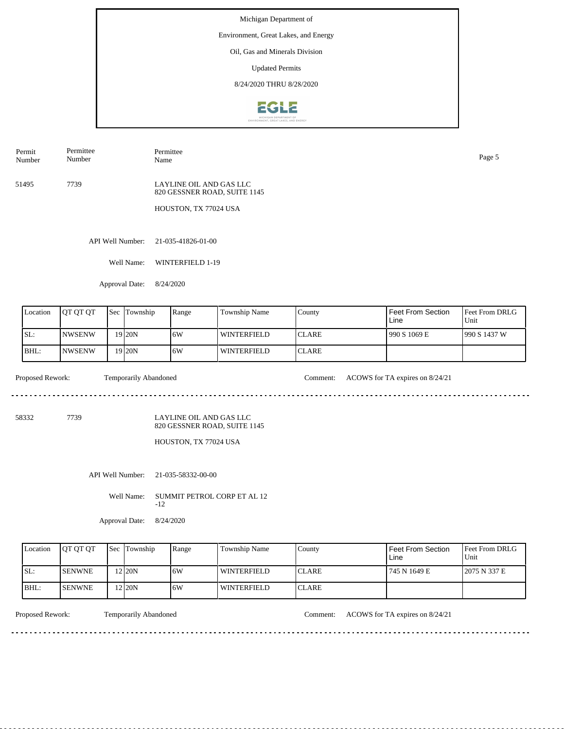Michigan Department of

Environment, Great Lakes, and Energy

Oil, Gas and Minerals Division

Updated Permits

8/24/2020 THRU 8/28/2020

| Permit Number | Permittee Number | Permittee Name |
|---|---|---|
| 51495 | 7739 | LAYLINE OIL AND GAS LLC<br>820 GESSNER ROAD, SUITE 1145<br>HOUSTON, TX 77024 USA |

API Well Number: 21-035-41826-01-00

Well Name: WINTERFIELD 1-19

Approval Date: 8/24/2020

| Location | QT QT QT | Sec | Township | Range | Township Name | County | Feet From Section Line | Feet From DRLG Unit |
|---|---|---|---|---|---|---|---|---|
| SL: | NWSENW | 19 | 20N | 6W | WINTERFIELD | CLARE | 990 S 1069 E | 990 S 1437 W |
| BHL: | NWSENW | 19 | 20N | 6W | WINTERFIELD | CLARE | | |

Proposed Rework: Temporarily Abandoned

Comment: ACOWS for TA expires on 8/24/21

---

| Permit Number | Permittee Number | Permittee Name |
|---|---|---|
| 58332 | 7739 | LAYLINE OIL AND GAS LLC<br>820 GESSNER ROAD, SUITE 1145<br>HOUSTON, TX 77024 USA |

API Well Number: 21-035-58332-00-00

Well Name: SUMMIT PETROL CORP ET AL 12 -12

Approval Date: 8/24/2020

| Location | QT QT QT | Sec | Township | Range | Township Name | County | Feet From Section Line | Feet From DRLG Unit |
|---|---|---|---|---|---|---|---|---|
| SL: | SENWNE | 12 | 20N | 6W | WINTERFIELD | CLARE | 745 N 1649 E | 2075 N 337 E |
| BHL: | SENWNE | 12 | 20N | 6W | WINTERFIELD | CLARE | | |

Proposed Rework: Temporarily Abandoned

Comment: ACOWS for TA expires on 8/24/21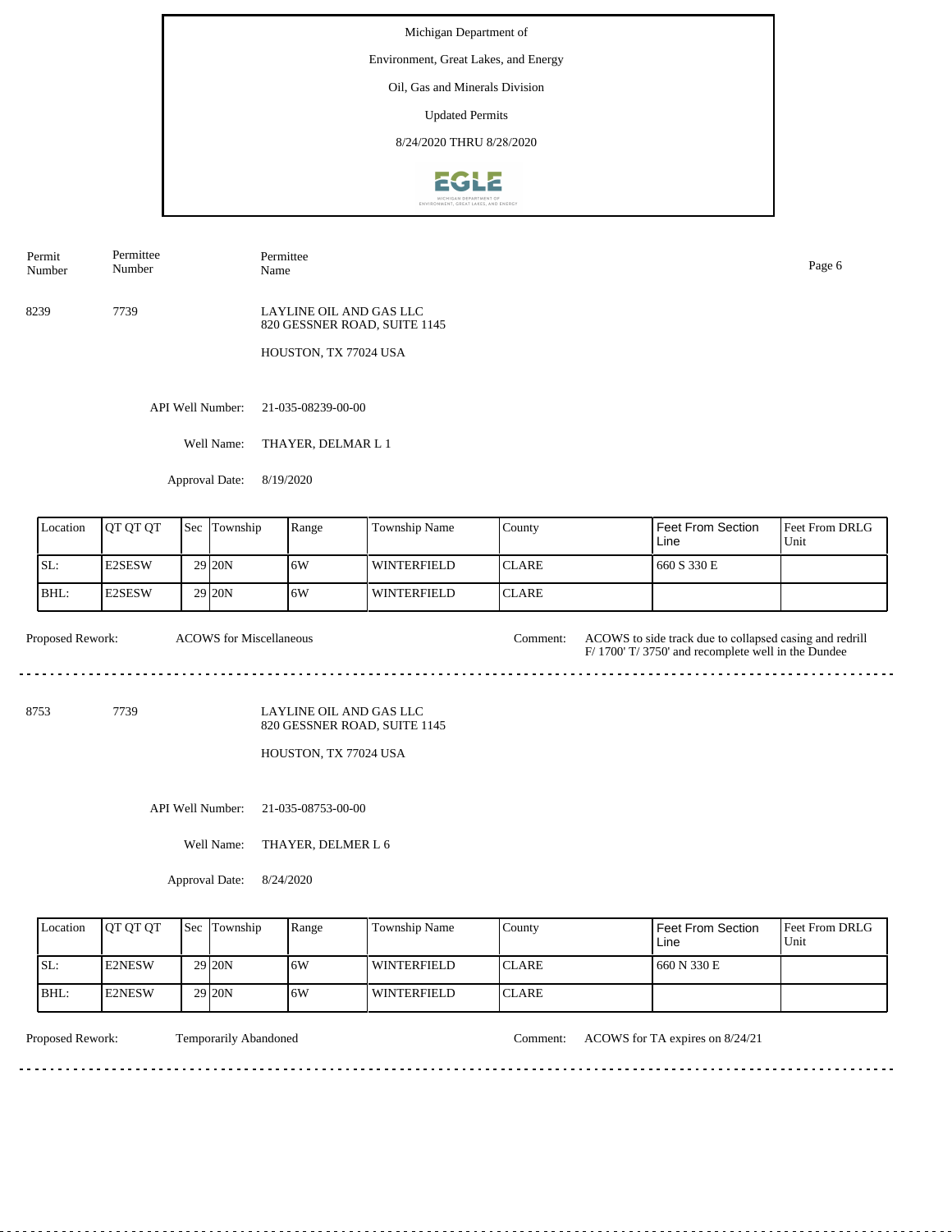Michigan Department of

Environment, Great Lakes, and Energy

Oil, Gas and Minerals Division

Updated Permits

8/24/2020 THRU 8/28/2020

| Permit Number | Permittee Number | Permittee Name |
|---|---|---|
| 8239 | 7739 | LAYLINE OIL AND GAS LLC<br>820 GESSNER ROAD, SUITE 1145<br>HOUSTON, TX 77024 USA |

API Well Number: 21-035-08239-00-00

Well Name: THAYER, DELMAR L 1

Approval Date: 8/19/2020

| Location | QT QT QT | Sec | Township | Range | Township Name | County | Feet From Section Line | Feet From DRLG Unit |
|---|---|---|---|---|---|---|---|---|
| SL: | E2SESW | 29 | 20N | 6W | WINTERFIELD | CLARE | 660 S 330 E | |
| BHL: | E2SESW | 29 | 20N | 6W | WINTERFIELD | CLARE | | |

Proposed Rework: ACOWS for Miscellaneous

Comment: ACOWS to side track due to collapsed casing and redrill F/ 1700' T/ 3750' and recomplete well in the Dundee

---

| Permit Number | Permittee Number | Permittee Name |
|---|---|---|
| 8753 | 7739 | LAYLINE OIL AND GAS LLC<br>820 GESSNER ROAD, SUITE 1145<br>HOUSTON, TX 77024 USA |

API Well Number: 21-035-08753-00-00

Well Name: THAYER, DELMER L 6

Approval Date: 8/24/2020

| Location | QT QT QT | Sec | Township | Range | Township Name | County | Feet From Section Line | Feet From DRLG Unit |
|---|---|---|---|---|---|---|---|---|
| SL: | E2NESW | 29 | 20N | 6W | WINTERFIELD | CLARE | 660 N 330 E | |
| BHL: | E2NESW | 29 | 20N | 6W | WINTERFIELD | CLARE | | |

Proposed Rework: Temporarily Abandoned

Comment: ACOWS for TA expires on 8/24/21

---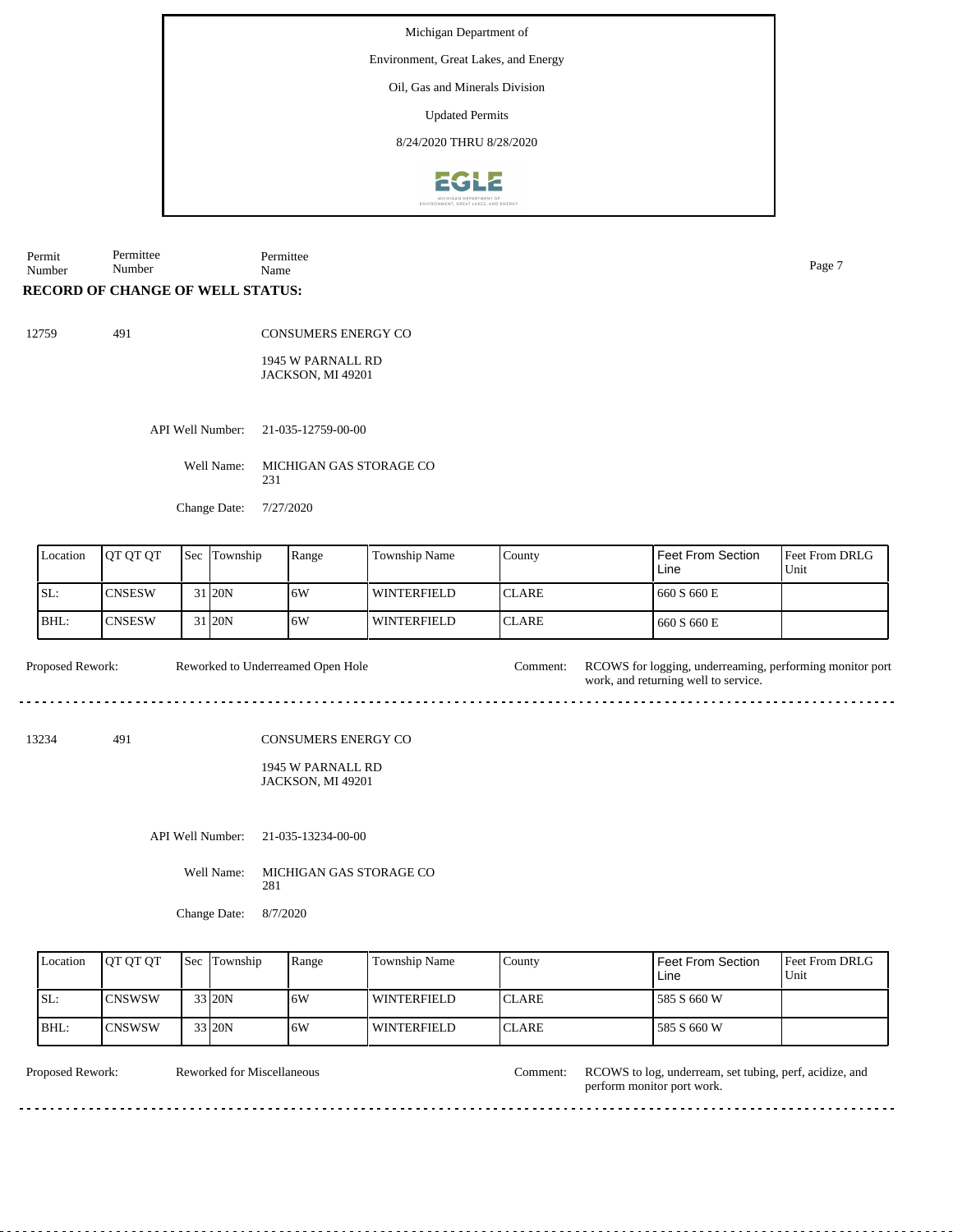Michigan Department of

Environment, Great Lakes, and Energy

Oil, Gas and Minerals Division

Updated Permits

8/24/2020 THRU 8/28/2020

| Permit Number | Permittee Number | Permittee Name |
|---|---|---|

**RECORD OF CHANGE OF WELL STATUS:**

12759 491 CONSUMERS ENERGY CO

1945 W PARNALL RD
JACKSON, MI 49201

API Well Number: 21-035-12759-00-00

Well Name: MICHIGAN GAS STORAGE CO 231

Change Date: 7/27/2020

| Location | QT QT QT | Sec | Township | Range | Township Name | County | Feet From Section Line | Feet From DRLG Unit |
|---|---|---|---|---|---|---|---|---|
| SL: | CNSESW | 31 | 20N | 6W | WINTERFIELD | CLARE | 660 S 660 E | |
| BHL: | CNSESW | 31 | 20N | 6W | WINTERFIELD | CLARE | 660 S 660 E | |

Proposed Rework: Reworked to Underreamed Open Hole

Comment: RCOWS for logging, underreaming, performing monitor port work, and returning well to service.

---

13234 491 CONSUMERS ENERGY CO

1945 W PARNALL RD
JACKSON, MI 49201

API Well Number: 21-035-13234-00-00

Well Name: MICHIGAN GAS STORAGE CO 281

Change Date: 8/7/2020

| Location | QT QT QT | Sec | Township | Range | Township Name | County | Feet From Section Line | Feet From DRLG Unit |
|---|---|---|---|---|---|---|---|---|
| SL: | CNSWSW | 33 | 20N | 6W | WINTERFIELD | CLARE | 585 S 660 W | |
| BHL: | CNSWSW | 33 | 20N | 6W | WINTERFIELD | CLARE | 585 S 660 W | |

Proposed Rework: Reworked for Miscellaneous

Comment: RCOWS to log, underream, set tubing, perf, acidize, and perform monitor port work.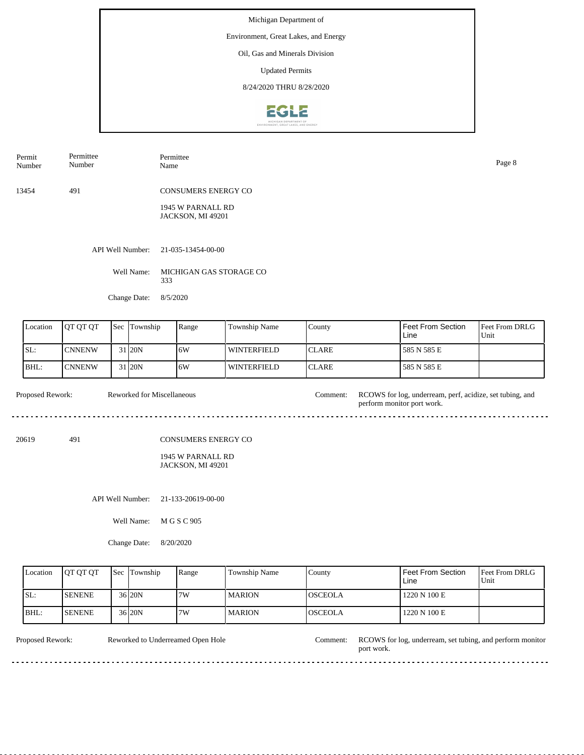Michigan Department of

Environment, Great Lakes, and Energy

Oil, Gas and Minerals Division

Updated Permits

8/24/2020 THRU 8/28/2020

| Permit Number | Permittee Number | Permittee Name |
|---|---|---|
| 13454 | 491 | CONSUMERS ENERGY CO<br>1945 W PARNALL RD<br>JACKSON, MI 49201 |

API Well Number: 21-035-13454-00-00

Well Name: MICHIGAN GAS STORAGE CO 333

Change Date: 8/5/2020

| Location | QT QT QT | Sec | Township | Range | Township Name | County | Feet From Section Line | Feet From DRLG Unit |
|---|---|---|---|---|---|---|---|---|
| SL: | CNNENW | 31 | 20N | 6W | WINTERFIELD | CLARE | 585 N 585 E | |
| BHL: | CNNENW | 31 | 20N | 6W | WINTERFIELD | CLARE | 585 N 585 E | |

Proposed Rework: Reworked for Miscellaneous

Comment: RCOWS for log, underream, perf, acidize, set tubing, and perform monitor port work.

---

| Permit Number | Permittee Number | Permittee Name |
|---|---|---|
| 20619 | 491 | CONSUMERS ENERGY CO<br>1945 W PARNALL RD<br>JACKSON, MI 49201 |

API Well Number: 21-133-20619-00-00

Well Name: M G S C 905

Change Date: 8/20/2020

| Location | QT QT QT | Sec | Township | Range | Township Name | County | Feet From Section Line | Feet From DRLG Unit |
|---|---|---|---|---|---|---|---|---|
| SL: | SENENE | 36 | 20N | 7W | MARION | OSCEOLA | 1220 N 100 E | |
| BHL: | SENENE | 36 | 20N | 7W | MARION | OSCEOLA | 1220 N 100 E | |

Proposed Rework: Reworked to Underreamed Open Hole

Comment: RCOWS for log, underream, set tubing, and perform monitor port work.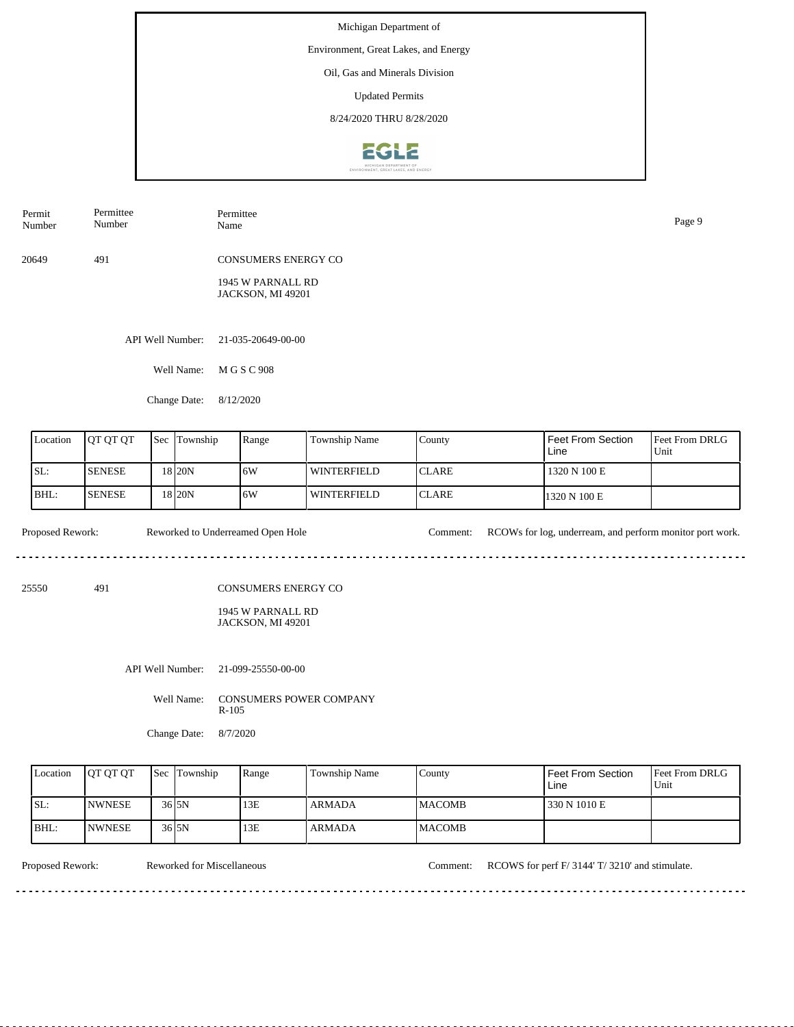Michigan Department of

Environment, Great Lakes, and Energy

Oil, Gas and Minerals Division

Updated Permits

8/24/2020 THRU 8/28/2020

| Permit Number | Permittee Number | Permittee Name |
|---|---|---|
| 20649 | 491 | CONSUMERS ENERGY CO<br>1945 W PARNALL RD<br>JACKSON, MI 49201 |

API Well Number: 21-035-20649-00-00

Well Name: M G S C 908

Change Date: 8/12/2020

| Location | QT QT QT | Sec | Township | Range | Township Name | County | Feet From Section Line | Feet From DRLG Unit |
|---|---|---|---|---|---|---|---|---|
| SL: | SENESE | 18 | 20N | 6W | WINTERFIELD | CLARE | 1320 N 100 E | |
| BHL: | SENESE | 18 | 20N | 6W | WINTERFIELD | CLARE | 1320 N 100 E | |

Proposed Rework: Reworked to Underreamed Open Hole

Comment: RCOWs for log, underream, and perform monitor port work.

---

| Permit Number | Permittee Number | Permittee Name |
|---|---|---|
| 25550 | 491 | CONSUMERS ENERGY CO<br>1945 W PARNALL RD<br>JACKSON, MI 49201 |

API Well Number: 21-099-25550-00-00

Well Name: CONSUMERS POWER COMPANY R-105

Change Date: 8/7/2020

| Location | QT QT QT | Sec | Township | Range | Township Name | County | Feet From Section Line | Feet From DRLG Unit |
|---|---|---|---|---|---|---|---|---|
| SL: | NWNESE | 36 | 5N | 13E | ARMADA | MACOMB | 330 N 1010 E | |
| BHL: | NWNESE | 36 | 5N | 13E | ARMADA | MACOMB | | |

Proposed Rework: Reworked for Miscellaneous

Comment: RCOWS for perf F/ 3144' T/ 3210' and stimulate.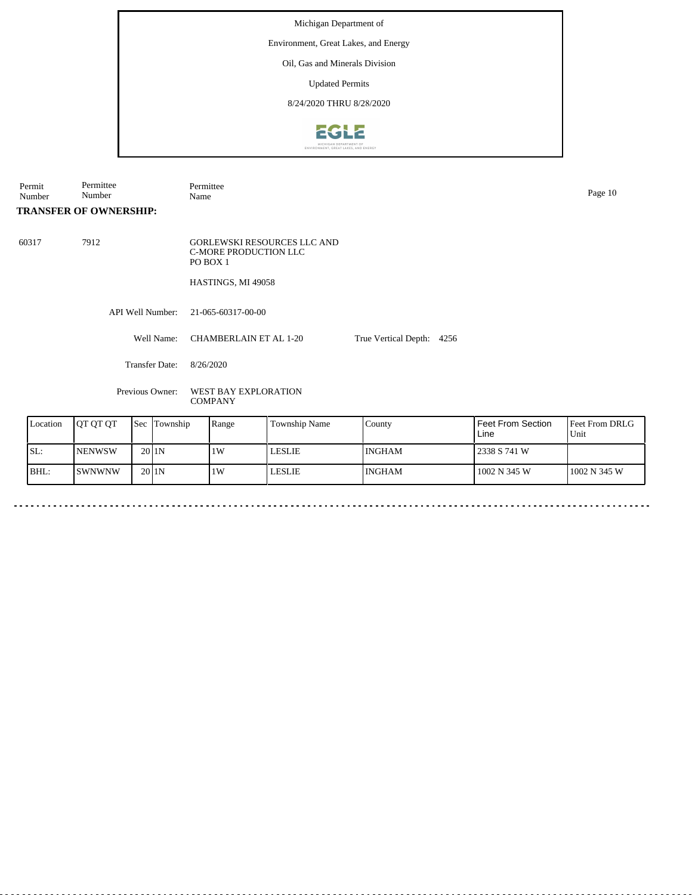Michigan Department of

Environment, Great Lakes, and Energy

Oil, Gas and Minerals Division

Updated Permits

8/24/2020 THRU 8/28/2020

| Permit Number | Permittee Number | Permittee Name |
|---|---|---|

**TRANSFER OF OWNERSHIP:**

| | | |
|---|---|---|
| 60317 | 7912 | GORLEWSKI RESOURCES LLC AND C-MORE PRODUCTION LLC<br>PO BOX 1<br><br>HASTINGS, MI 49058 |

API Well Number: 21-065-60317-00-00

Well Name: CHAMBERLAIN ET AL 1-20 True Vertical Depth: 4256

Transfer Date: 8/26/2020

Previous Owner: WEST BAY EXPLORATION COMPANY

| Location | QT QT QT | Sec | Township | Range | Township Name | County | Feet From Section Line | Feet From DRLG Unit |
|---|---|---|---|---|---|---|---|---|
| SL: | NENWSW | 20 | 1N | 1W | LESLIE | INGHAM | 2338 S 741 W | |
| BHL: | SWNWNW | 20 | 1N | 1W | LESLIE | INGHAM | 1002 N 345 W | 1002 N 345 W |